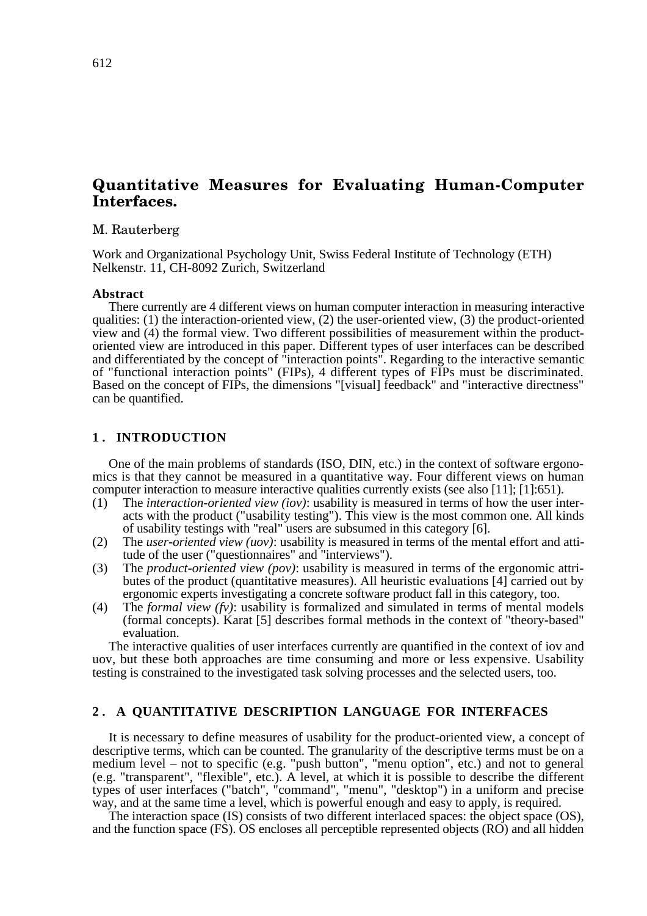# Quantitative Measures for Evaluating Human-Computer Interfaces.

M. Rauterberg

Work and Organizational Psychology Unit, Swiss Federal Institute of Technology (ETH)
Nelkenstr. 11, CH-8092 Zurich, Switzerland

**Abstract**

There currently are 4 different views on human computer interaction in measuring interactive qualities: (1) the interaction-oriented view, (2) the user-oriented view, (3) the product-oriented view and (4) the formal view. Two different possibilities of measurement within the product-oriented view are introduced in this paper. Different types of user interfaces can be described and differentiated by the concept of "interaction points". Regarding to the interactive semantic of "functional interaction points" (FIPs), 4 different types of FIPs must be discriminated. Based on the concept of FIPs, the dimensions "[visual] feedback" and "interactive directness" can be quantified.

## 1. INTRODUCTION

One of the main problems of standards (ISO, DIN, etc.) in the context of software ergonomics is that they cannot be measured in a quantitative way. Four different views on human computer interaction to measure interactive qualities currently exists (see also [11]; [1]:651).

(1) The *interaction-oriented view (iov)*: usability is measured in terms of how the user interacts with the product ("usability testing"). This view is the most common one. All kinds of usability testings with "real" users are subsumed in this category [6].

(2) The *user-oriented view (uov)*: usability is measured in terms of the mental effort and attitude of the user ("questionnaires" and "interviews").

(3) The *product-oriented view (pov)*: usability is measured in terms of the ergonomic attributes of the product (quantitative measures). All heuristic evaluations [4] carried out by ergonomic experts investigating a concrete software product fall in this category, too.

(4) The *formal view (fv)*: usability is formalized and simulated in terms of mental models (formal concepts). Karat [5] describes formal methods in the context of "theory-based" evaluation.

The interactive qualities of user interfaces currently are quantified in the context of iov and uov, but these both approaches are time consuming and more or less expensive. Usability testing is constrained to the investigated task solving processes and the selected users, too.

## 2. A QUANTITATIVE DESCRIPTION LANGUAGE FOR INTERFACES

It is necessary to define measures of usability for the product-oriented view, a concept of descriptive terms, which can be counted. The granularity of the descriptive terms must be on a medium level – not to specific (e.g. "push button", "menu option", etc.) and not to general (e.g. "transparent", "flexible", etc.). A level, at which it is possible to describe the different types of user interfaces ("batch", "command", "menu", "desktop") in a uniform and precise way, and at the same time a level, which is powerful enough and easy to apply, is required.

The interaction space (IS) consists of two different interlaced spaces: the object space (OS), and the function space (FS). OS encloses all perceptible represented objects (RO) and all hidden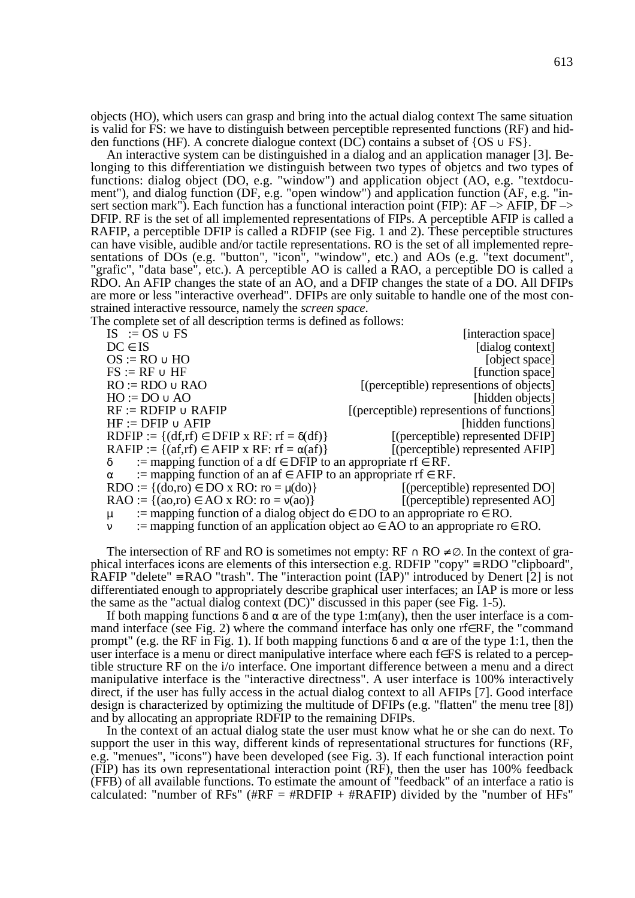objects (HO), which users can grasp and bring into the actual dialog context The same situation is valid for FS: we have to distinguish between perceptible represented functions (RF) and hidden functions (HF). A concrete dialogue context (DC) contains a subset of $\{OS \cup FS\}$.

An interactive system can be distinguished in a dialog and an application manager [3]. Belonging to this differentiation we distinguish between two types of objetcs and two types of functions: dialog object (DO, e.g. "window") and application object (AO, e.g. "textdocument"), and dialog function (DF, e.g. "open window") and application function (AF, e.g. "insert section mark"). Each function has a functional interaction point (FIP): AF –> AFIP, DF –> DFIP. RF is the set of all implemented representations of FIPs. A perceptible AFIP is called a RAFIP, a perceptible DFIP is called a RDFIP (see Fig. 1 and 2). These perceptible structures can have visible, audible and/or tactile representations. RO is the set of all implemented representations of DOs (e.g. "button", "icon", "window", etc.) and AOs (e.g. "text document", "grafic", "data base", etc.). A perceptible AO is called a RAO, a perceptible DO is called a RDO. An AFIP changes the state of an AO, and a DFIP changes the state of a DO. All DFIPs are more or less "interactive overhead". DFIPs are only suitable to handle one of the most constrained interactive ressource, namely the *screen space*.

The complete set of all description terms is defined as follows:

$IS := OS \cup FS$ [interaction space]
$DC \in IS$ [dialog context]
$OS := RO \cup HO$ [object space]
$FS := RF \cup HF$ [function space]
$RO := RDO \cup RAO$ [(perceptible) represenions of objects]
$HO := DO \cup AO$ [hidden objects]
$RF := RDFIP \cup RAFIP$ [(perceptible) representions of functions]
$HF := DFIP \cup AFIP$ [hidden functions]
$RDFIP := \{(df,rf) \in DFIP \times RF: rf = \delta(df)\}$ [(perceptible) represented DFIP]
$RAFIP := \{(af,rf) \in AFIP \times RF: rf = \alpha(af)\}$ [(perceptible) represented AFIP]
$\delta$ := mapping function of a $df \in DFIP$ to an appropriate $rf \in RF$.
$\alpha$ := mapping function of an $af \in AFIP$ to an appropriate $rf \in RF$.
$RDO := \{(do,ro) \in DO \times RO: ro = \mu(do)\}$ [(perceptible) represented DO]
$RAO := \{(ao,ro) \in AO \times RO: ro = \nu(ao)\}$ [(perceptible) represented AO]
$\mu$ := mapping function of a dialog object $do \in DO$ to an appropriate $ro \in RO$.
$\nu$ := mapping function of an application object $ao \in AO$ to an appropriate $ro \in RO$.

The intersection of RF and RO is sometimes not empty: $RF \cap RO \neq \emptyset$. In the context of graphical interfaces icons are elements of this intersection e.g. RDFIP "copy" $\equiv$ RDO "clipboard", RAFIP "delete" $\equiv$ RAO "trash". The "interaction point (IAP)" introduced by Denert [2] is not differentiated enough to appropriately describe graphical user interfaces; an IAP is more or less the same as the "actual dialog context (DC)" discussed in this paper (see Fig. 1-5).

If both mapping functions $\delta$ and $\alpha$ are of the type 1:m(any), then the user interface is a command interface (see Fig. 2) where the command interface has only one $rf \in RF$, the "command prompt" (e.g. the RF in Fig. 1). If both mapping functions $\delta$ and $\alpha$ are of the type 1:1, then the user interface is a menu or direct manipulative interface where each $f \in FS$ is related to a perceptible structure RF on the i/o interface. One important difference between a menu and a direct manipulative interface is the "interactive directness". A user interface is 100% interactively direct, if the user has fully access in the actual dialog context to all AFIPs [7]. Good interface design is characterized by optimizing the multitude of DFIPs (e.g. "flatten" the menu tree [8]) and by allocating an appropriate RDFIP to the remaining DFIPs.

In the context of an actual dialog state the user must know what he or she can do next. To support the user in this way, different kinds of representational structures for functions (RF, e.g. "menues", "icons") have been developed (see Fig. 3). If each functional interaction point (FIP) has its own representational interaction point (RF), then the user has 100% feedback (FFB) of all available functions. To estimate the amount of "feedback" of an interface a ratio is calculated: "number of RFs" (#RF = #RDFIP + #RAFIP) divided by the "number of HFs"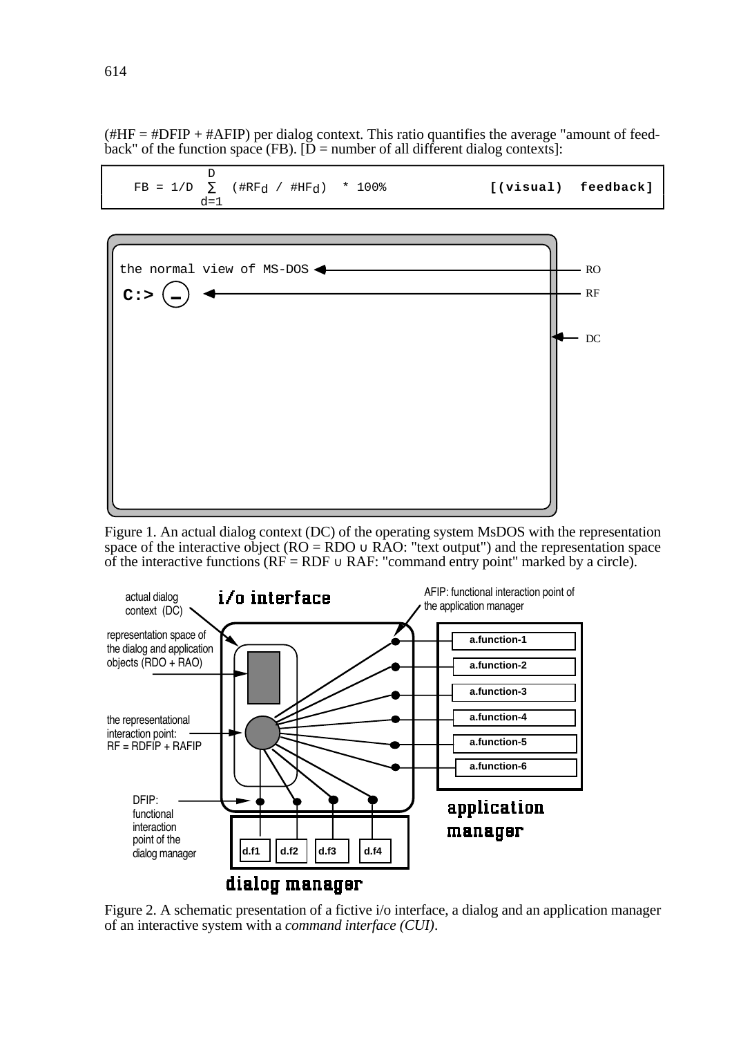(#HF = #DFIP + #AFIP) per dialog context. This ratio quantifies the average "amount of feedback" of the function space (FB). [D = number of all different dialog contexts]:

$$FB = 1/D \sum_{d=1}^{D} (\#RF_d / \#HF_d) * 100\% \qquad \textbf{[(visual) feedback]}$$

Figure 1. An actual dialog context (DC) of the operating system MsDOS with the representation space of the interactive object (RO = RDO ∪ RAO: "text output") and the representation space of the interactive functions (RF = RDF ∪ RAF: "command entry point" marked by a circle).

Figure 2. A schematic presentation of a fictive i/o interface, a dialog and an application manager of an interactive system with a *command interface (CUI)*.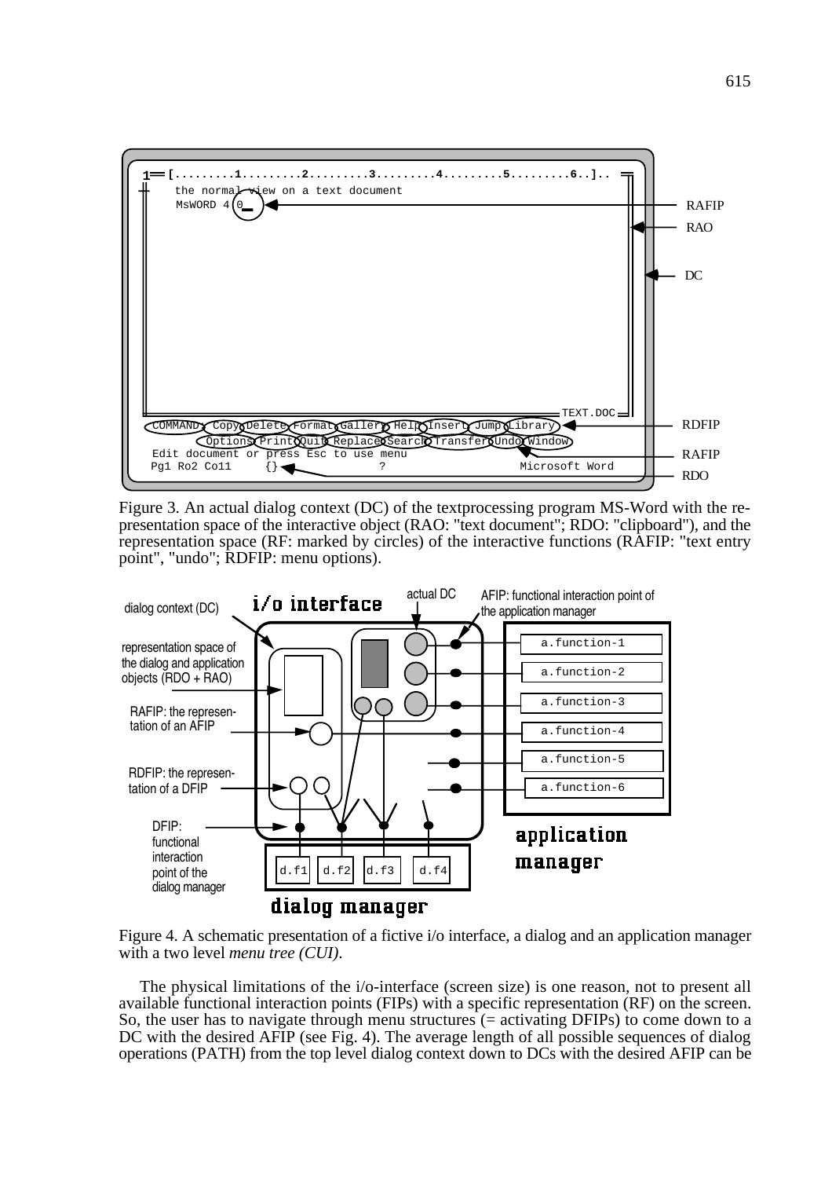Figure 3. An actual dialog context (DC) of the textprocessing program MS-Word with the representation space of the interactive object (RAO: "text document"; RDO: "clipboard"), and the representation space (RF: marked by circles) of the interactive functions (RAFIP: "text entry point", "undo"; RDFIP: menu options).

Figure 4. A schematic presentation of a fictive i/o interface, a dialog and an application manager with a two level *menu tree (CUI)*.

The physical limitations of the i/o-interface (screen size) is one reason, not to present all available functional interaction points (FIPs) with a specific representation (RF) on the screen. So, the user has to navigate through menu structures (= activating DFIPs) to come down to a DC with the desired AFIP (see Fig. 4). The average length of all possible sequences of dialog operations (PATH) from the top level dialog context down to DCs with the desired AFIP can be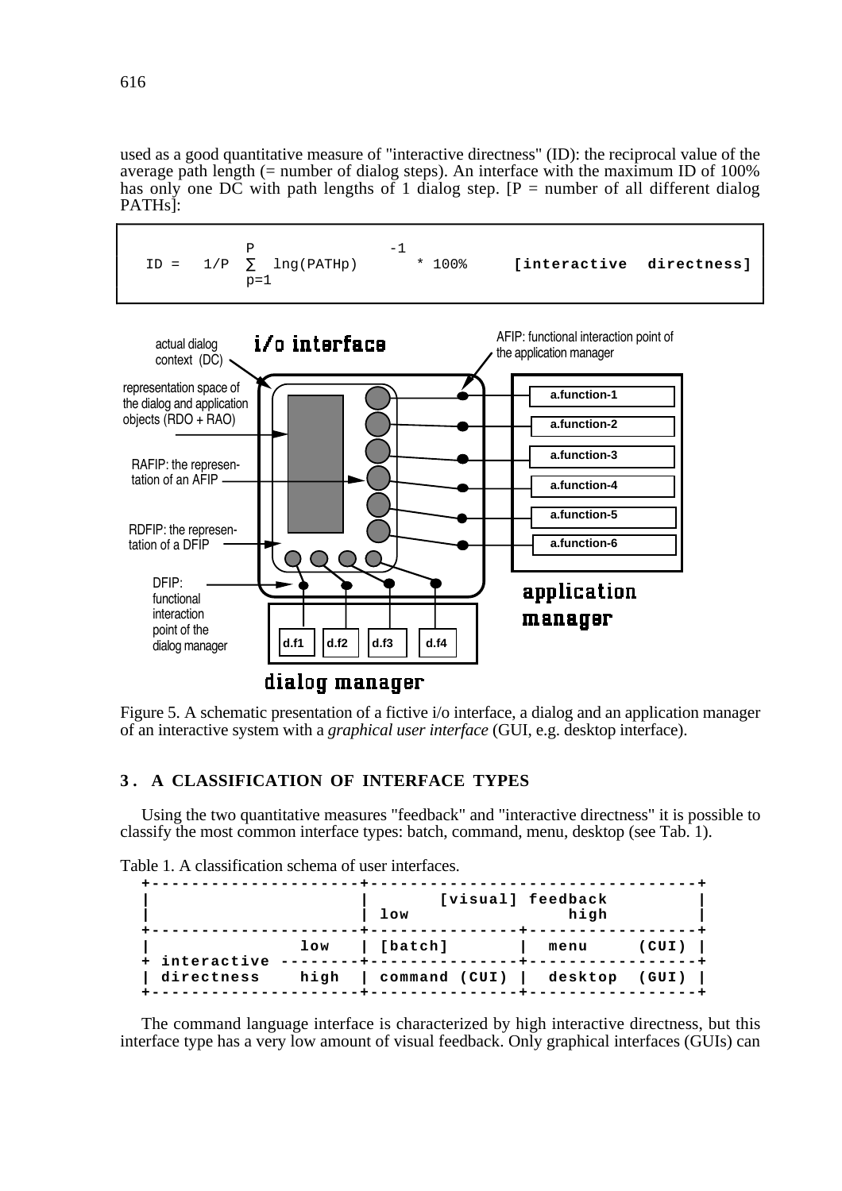used as a good quantitative measure of "interactive directness" (ID): the reciprocal value of the average path length (= number of dialog steps). An interface with the maximum ID of 100% has only one DC with path lengths of 1 dialog step. [P = number of all different dialog PATHs]:

$$ID = \left( 1/P \sum_{p=1}^{P} lng(PATH_p) \right)^{-1} * 100\% \qquad \textbf{[interactive directness]}$$

Figure 5. A schematic presentation of a fictive i/o interface, a dialog and an application manager of an interactive system with a *graphical user interface* (GUI, e.g. desktop interface).

## 3. A CLASSIFICATION OF INTERFACE TYPES

Using the two quantitative measures "feedback" and "interactive directness" it is possible to classify the most common interface types: batch, command, menu, desktop (see Tab. 1).

Table 1. A classification schema of user interfaces.

| | | [visual] feedback low | [visual] feedback high |
|---|---|---|---|
| interactive directness | low | [batch] | menu (CUI) |
| | high | command (CUI) | desktop (GUI) |

The command language interface is characterized by high interactive directness, but this interface type has a very low amount of visual feedback. Only graphical interfaces (GUIs) can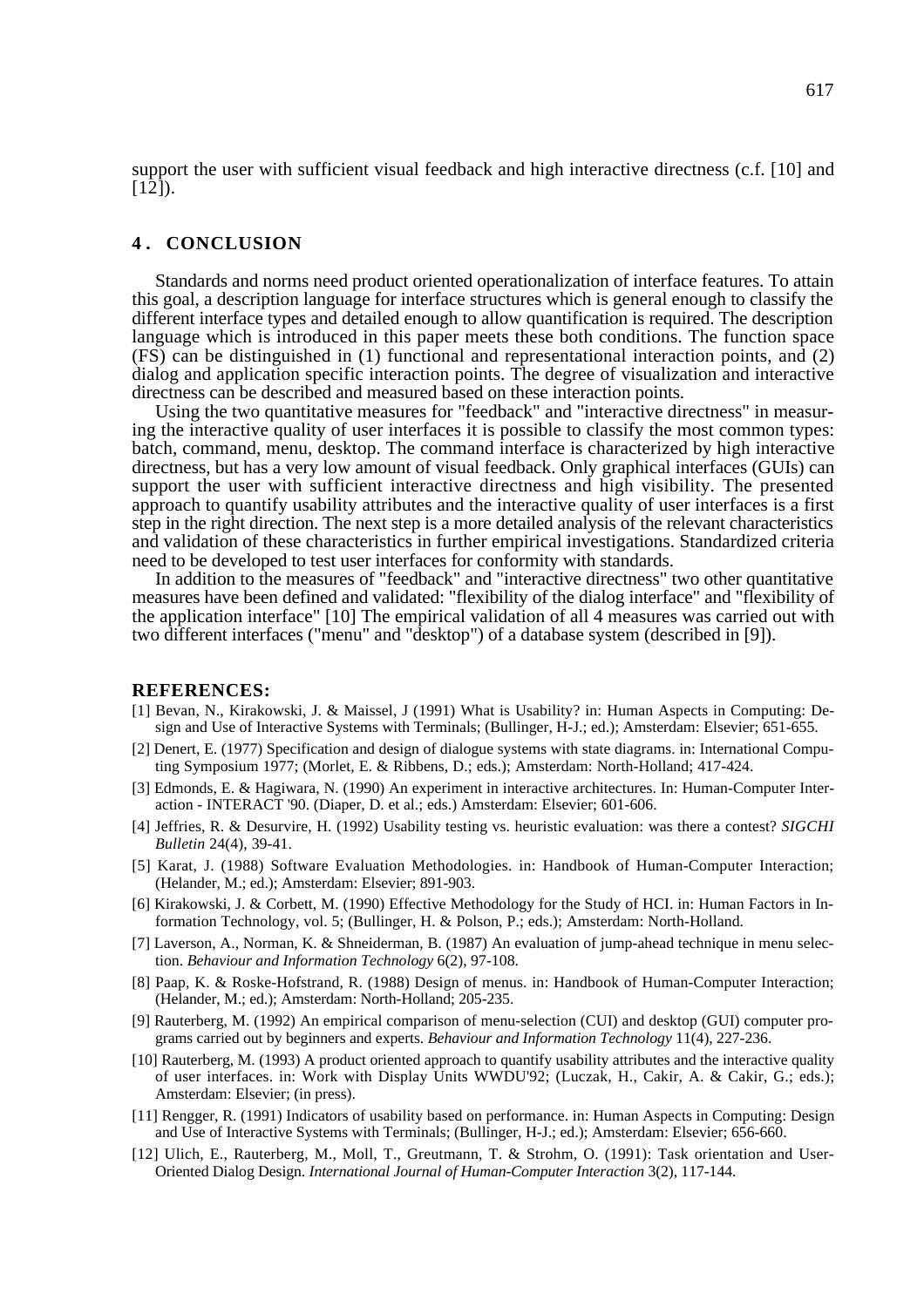support the user with sufficient visual feedback and high interactive directness (c.f. [10] and [12]).

## 4. CONCLUSION

Standards and norms need product oriented operationalization of interface features. To attain this goal, a description language for interface structures which is general enough to classify the different interface types and detailed enough to allow quantification is required. The description language which is introduced in this paper meets these both conditions. The function space (FS) can be distinguished in (1) functional and representational interaction points, and (2) dialog and application specific interaction points. The degree of visualization and interactive directness can be described and measured based on these interaction points.

Using the two quantitative measures for "feedback" and "interactive directness" in measuring the interactive quality of user interfaces it is possible to classify the most common types: batch, command, menu, desktop. The command interface is characterized by high interactive directness, but has a very low amount of visual feedback. Only graphical interfaces (GUIs) can support the user with sufficient interactive directness and high visibility. The presented approach to quantify usability attributes and the interactive quality of user interfaces is a first step in the right direction. The next step is a more detailed analysis of the relevant characteristics and validation of these characteristics in further empirical investigations. Standardized criteria need to be developed to test user interfaces for conformity with standards.

In addition to the measures of "feedback" and "interactive directness" two other quantitative measures have been defined and validated: "flexibility of the dialog interface" and "flexibility of the application interface" [10] The empirical validation of all 4 measures was carried out with two different interfaces ("menu" and "desktop") of a database system (described in [9]).

## REFERENCES:

[1] Bevan, N., Kirakowski, J. & Maissel, J (1991) What is Usability? in: Human Aspects in Computing: Design and Use of Interactive Systems with Terminals; (Bullinger, H-J.; ed.); Amsterdam: Elsevier; 651-655.

[2] Denert, E. (1977) Specification and design of dialogue systems with state diagrams. in: International Computing Symposium 1977; (Morlet, E. & Ribbens, D.; eds.); Amsterdam: North-Holland; 417-424.

[3] Edmonds, E. & Hagiwara, N. (1990) An experiment in interactive architectures. In: Human-Computer Interaction - INTERACT '90. (Diaper, D. et al.; eds.) Amsterdam: Elsevier; 601-606.

[4] Jeffries, R. & Desurvire, H. (1992) Usability testing vs. heuristic evaluation: was there a contest? *SIGCHI Bulletin* 24(4), 39-41.

[5] Karat, J. (1988) Software Evaluation Methodologies. in: Handbook of Human-Computer Interaction; (Helander, M.; ed.); Amsterdam: Elsevier; 891-903.

[6] Kirakowski, J. & Corbett, M. (1990) Effective Methodology for the Study of HCI. in: Human Factors in Information Technology, vol. 5; (Bullinger, H. & Polson, P.; eds.); Amsterdam: North-Holland.

[7] Laverson, A., Norman, K. & Shneiderman, B. (1987) An evaluation of jump-ahead technique in menu selection. *Behaviour and Information Technology* 6(2), 97-108.

[8] Paap, K. & Roske-Hofstrand, R. (1988) Design of menus. in: Handbook of Human-Computer Interaction; (Helander, M.; ed.); Amsterdam: North-Holland; 205-235.

[9] Rauterberg, M. (1992) An empirical comparison of menu-selection (CUI) and desktop (GUI) computer programs carried out by beginners and experts. *Behaviour and Information Technology* 11(4), 227-236.

[10] Rauterberg, M. (1993) A product oriented approach to quantify usability attributes and the interactive quality of user interfaces. in: Work with Display Units WWDU'92; (Luczak, H., Cakir, A. & Cakir, G.; eds.); Amsterdam: Elsevier; (in press).

[11] Rengger, R. (1991) Indicators of usability based on performance. in: Human Aspects in Computing: Design and Use of Interactive Systems with Terminals; (Bullinger, H-J.; ed.); Amsterdam: Elsevier; 656-660.

[12] Ulich, E., Rauterberg, M., Moll, T., Greutmann, T. & Strohm, O. (1991): Task orientation and User-Oriented Dialog Design. *International Journal of Human-Computer Interaction* 3(2), 117-144.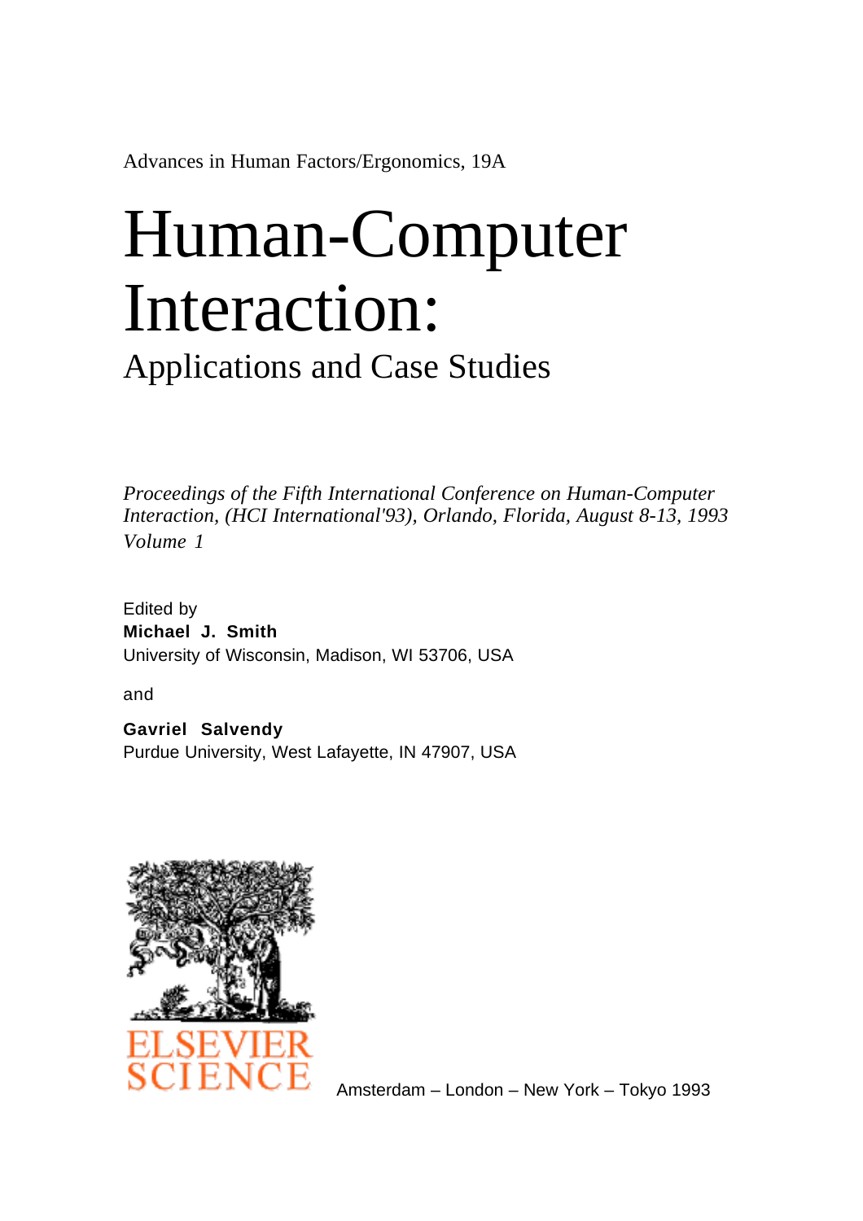Advances in Human Factors/Ergonomics, 19A

# Human-Computer Interaction:

## Applications and Case Studies

*Proceedings of the Fifth International Conference on Human-Computer Interaction, (HCI International'93), Orlando, Florida, August 8-13, 1993*
*Volume 1*

Edited by
**Michael J. Smith**
University of Wisconsin, Madison, WI 53706, USA

and

**Gavriel Salvendy**
Purdue University, West Lafayette, IN 47907, USA

ELSEVIER SCIENCE

Amsterdam – London – New York – Tokyo 1993